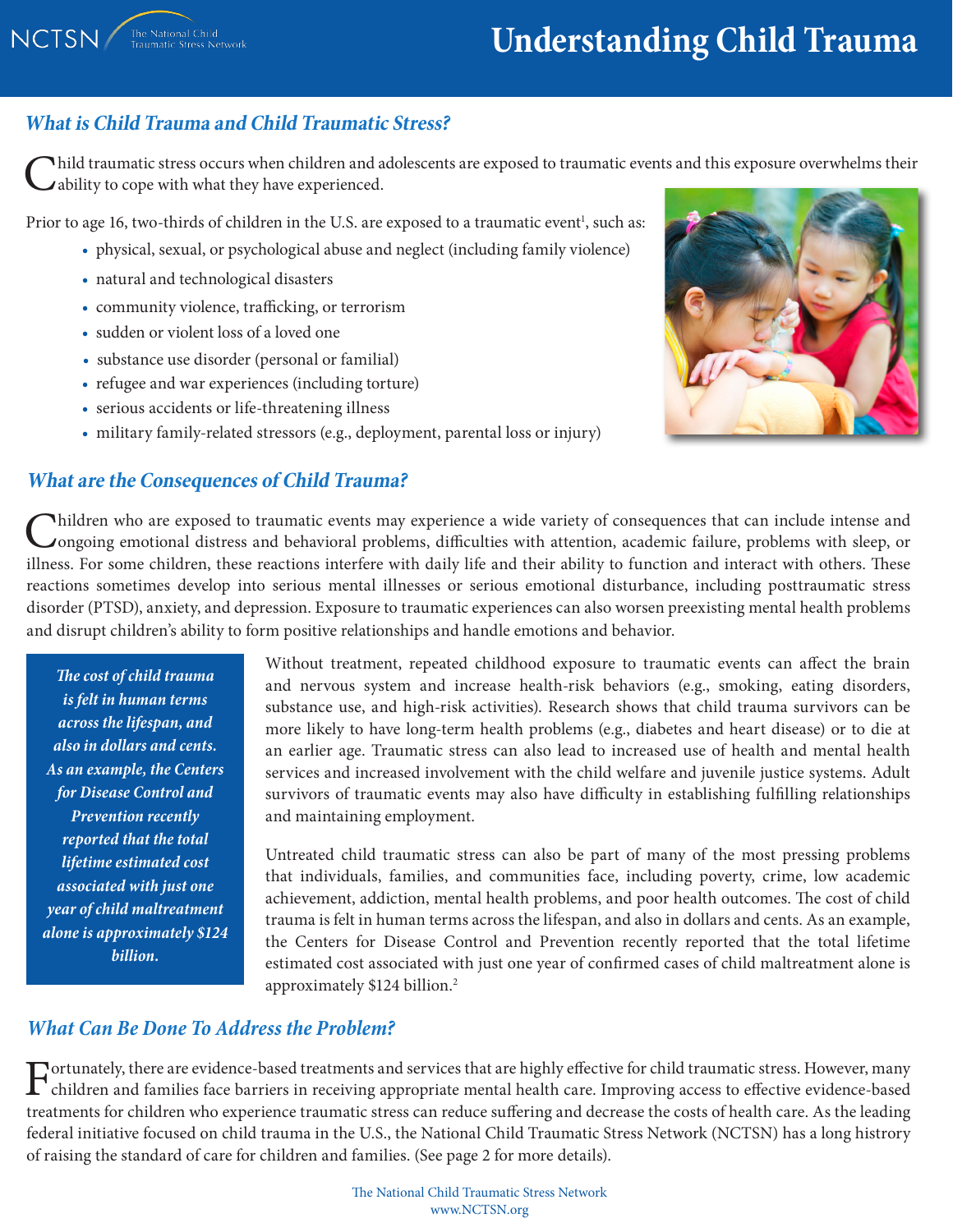NCTSN The National Child Traumatic Stress Network

# Understanding Child Trauma

## What is Child Trauma and Child Traumatic Stress?

Child traumatic stress occurs when children and adolescents are exposed to traumatic events and this exposure overwhelms their ability to cope with what they have experienced.

Prior to age 16, two-thirds of children in the U.S. are exposed to a traumatic event[1], such as:

- physical, sexual, or psychological abuse and neglect (including family violence)
- natural and technological disasters
- community violence, trafficking, or terrorism
- sudden or violent loss of a loved one
- substance use disorder (personal or familial)
- refugee and war experiences (including torture)
- serious accidents or life-threatening illness
- military family-related stressors (e.g., deployment, parental loss or injury)

## What are the Consequences of Child Trauma?

Children who are exposed to traumatic events may experience a wide variety of consequences that can include intense and ongoing emotional distress and behavioral problems, difficulties with attention, academic failure, problems with sleep, or illness. For some children, these reactions interfere with daily life and their ability to function and interact with others. These reactions sometimes develop into serious mental illnesses or serious emotional disturbance, including posttraumatic stress disorder (PTSD), anxiety, and depression. Exposure to traumatic experiences can also worsen preexisting mental health problems and disrupt children's ability to form positive relationships and handle emotions and behavior.

> ***The cost of child trauma is felt in human terms across the lifespan, and also in dollars and cents. As an example, the Centers for Disease Control and Prevention recently reported that the total lifetime estimated cost associated with just one year of child maltreatment alone is approximately $124 billion.***

Without treatment, repeated childhood exposure to traumatic events can affect the brain and nervous system and increase health-risk behaviors (e.g., smoking, eating disorders, substance use, and high-risk activities). Research shows that child trauma survivors can be more likely to have long-term health problems (e.g., diabetes and heart disease) or to die at an earlier age. Traumatic stress can also lead to increased use of health and mental health services and increased involvement with the child welfare and juvenile justice systems. Adult survivors of traumatic events may also have difficulty in establishing fulfilling relationships and maintaining employment.

Untreated child traumatic stress can also be part of many of the most pressing problems that individuals, families, and communities face, including poverty, crime, low academic achievement, addiction, mental health problems, and poor health outcomes. The cost of child trauma is felt in human terms across the lifespan, and also in dollars and cents. As an example, the Centers for Disease Control and Prevention recently reported that the total lifetime estimated cost associated with just one year of confirmed cases of child maltreatment alone is approximately $124 billion.[2]

## What Can Be Done To Address the Problem?

Fortunately, there are evidence-based treatments and services that are highly effective for child traumatic stress. However, many children and families face barriers in receiving appropriate mental health care. Improving access to effective evidence-based treatments for children who experience traumatic stress can reduce suffering and decrease the costs of health care. As the leading federal initiative focused on child trauma in the U.S., the National Child Traumatic Stress Network (NCTSN) has a long histrory of raising the standard of care for children and families. (See page 2 for more details).

The National Child Traumatic Stress Network
www.NCTSN.org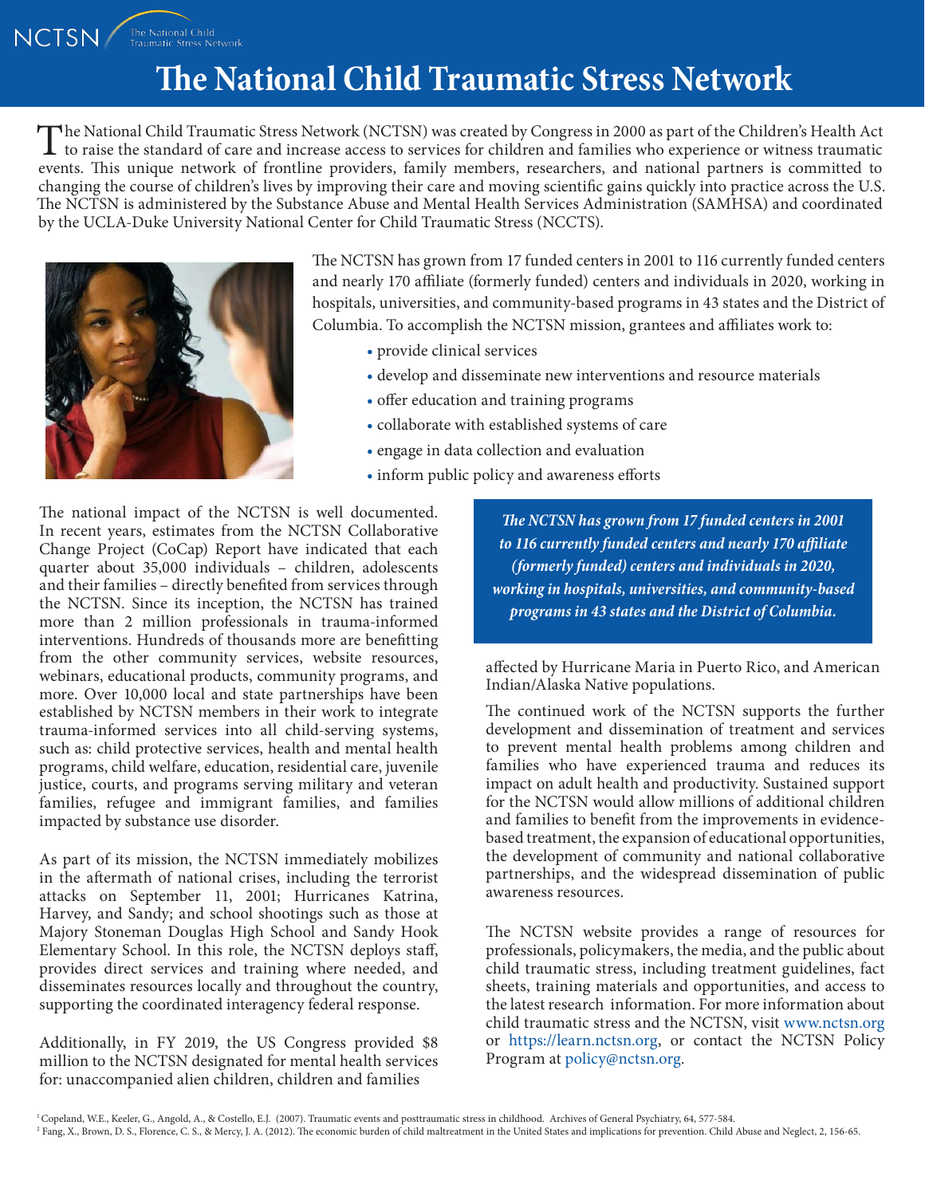# The National Child Traumatic Stress Network

The National Child Traumatic Stress Network (NCTSN) was created by Congress in 2000 as part of the Children's Health Act to raise the standard of care and increase access to services for children and families who experience or witness traumatic events. This unique network of frontline providers, family members, researchers, and national partners is committed to changing the course of children's lives by improving their care and moving scientific gains quickly into practice across the U.S. The NCTSN is administered by the Substance Abuse and Mental Health Services Administration (SAMHSA) and coordinated by the UCLA-Duke University National Center for Child Traumatic Stress (NCCTS).

The NCTSN has grown from 17 funded centers in 2001 to 116 currently funded centers and nearly 170 affiliate (formerly funded) centers and individuals in 2020, working in hospitals, universities, and community-based programs in 43 states and the District of Columbia. To accomplish the NCTSN mission, grantees and affiliates work to:

- provide clinical services
- develop and disseminate new interventions and resource materials
- offer education and training programs
- collaborate with established systems of care
- engage in data collection and evaluation
- inform public policy and awareness efforts

The national impact of the NCTSN is well documented. In recent years, estimates from the NCTSN Collaborative Change Project (CoCap) Report have indicated that each quarter about 35,000 individuals – children, adolescents and their families – directly benefited from services through the NCTSN. Since its inception, the NCTSN has trained more than 2 million professionals in trauma-informed interventions. Hundreds of thousands more are benefitting from the other community services, website resources, webinars, educational products, community programs, and more. Over 10,000 local and state partnerships have been established by NCTSN members in their work to integrate trauma-informed services into all child-serving systems, such as: child protective services, health and mental health programs, child welfare, education, residential care, juvenile justice, courts, and programs serving military and veteran families, refugee and immigrant families, and families impacted by substance use disorder.

As part of its mission, the NCTSN immediately mobilizes in the aftermath of national crises, including the terrorist attacks on September 11, 2001; Hurricanes Katrina, Harvey, and Sandy; and school shootings such as those at Majory Stoneman Douglas High School and Sandy Hook Elementary School. In this role, the NCTSN deploys staff, provides direct services and training where needed, and disseminates resources locally and throughout the country, supporting the coordinated interagency federal response.

Additionally, in FY 2019, the US Congress provided $8 million to the NCTSN designated for mental health services for: unaccompanied alien children, children and families affected by Hurricane Maria in Puerto Rico, and American Indian/Alaska Native populations.

***The NCTSN has grown from 17 funded centers in 2001 to 116 currently funded centers and nearly 170 affiliate (formerly funded) centers and individuals in 2020, working in hospitals, universities, and community-based programs in 43 states and the District of Columbia.***

The continued work of the NCTSN supports the further development and dissemination of treatment and services to prevent mental health problems among children and families who have experienced trauma and reduces its impact on adult health and productivity. Sustained support for the NCTSN would allow millions of additional children and families to benefit from the improvements in evidence-based treatment, the expansion of educational opportunities, the development of community and national collaborative partnerships, and the widespread dissemination of public awareness resources.

The NCTSN website provides a range of resources for professionals, policymakers, the media, and the public about child traumatic stress, including treatment guidelines, fact sheets, training materials and opportunities, and access to the latest research information. For more information about child traumatic stress and the NCTSN, visit www.nctsn.org or https://learn.nctsn.org, or contact the NCTSN Policy Program at policy@nctsn.org.

[1] Copeland, W.E., Keeler, G., Angold, A., & Costello, E.J. (2007). Traumatic events and posttraumatic stress in childhood. Archives of General Psychiatry, 64, 577-584.
[2] Fang, X., Brown, D. S., Florence, C. S., & Mercy, J. A. (2012). The economic burden of child maltreatment in the United States and implications for prevention. Child Abuse and Neglect, 2, 156-65.